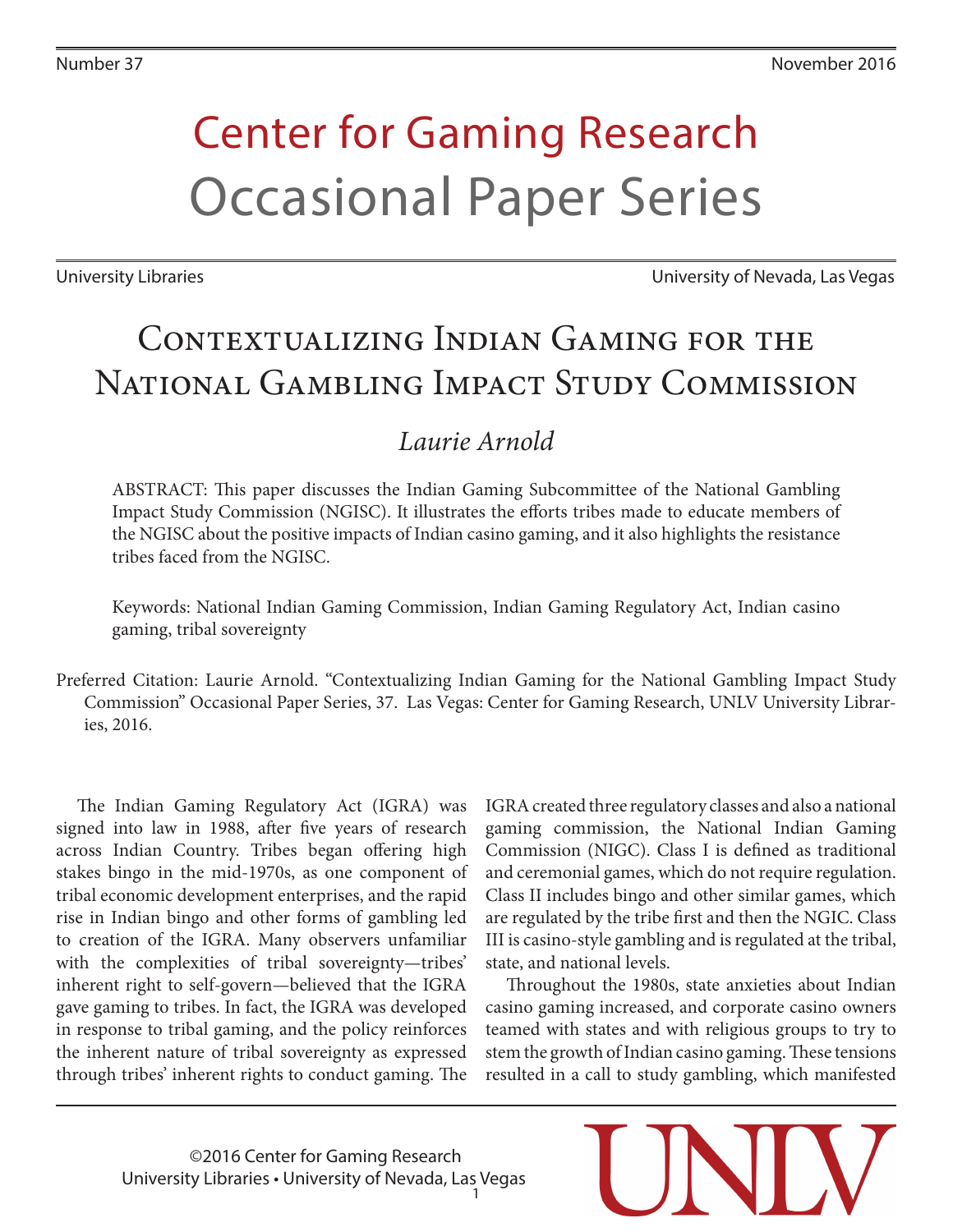Number 37 November 2016

# Center for Gaming Research
# Occasional Paper Series

University Libraries University of Nevada, Las Vegas

## Contextualizing Indian Gaming for the National Gambling Impact Study Commission

*Laurie Arnold*

ABSTRACT: This paper discusses the Indian Gaming Subcommittee of the National Gambling Impact Study Commission (NGISC). It illustrates the efforts tribes made to educate members of the NGISC about the positive impacts of Indian casino gaming, and it also highlights the resistance tribes faced from the NGISC.

Keywords: National Indian Gaming Commission, Indian Gaming Regulatory Act, Indian casino gaming, tribal sovereignty

Preferred Citation: Laurie Arnold. "Contextualizing Indian Gaming for the National Gambling Impact Study Commission" Occasional Paper Series, 37. Las Vegas: Center for Gaming Research, UNLV University Libraries, 2016.

The Indian Gaming Regulatory Act (IGRA) was signed into law in 1988, after five years of research across Indian Country. Tribes began offering high stakes bingo in the mid-1970s, as one component of tribal economic development enterprises, and the rapid rise in Indian bingo and other forms of gambling led to creation of the IGRA. Many observers unfamiliar with the complexities of tribal sovereignty—tribes' inherent right to self-govern—believed that the IGRA gave gaming to tribes. In fact, the IGRA was developed in response to tribal gaming, and the policy reinforces the inherent nature of tribal sovereignty as expressed through tribes' inherent rights to conduct gaming. The IGRA created three regulatory classes and also a national gaming commission, the National Indian Gaming Commission (NIGC). Class I is defined as traditional and ceremonial games, which do not require regulation. Class II includes bingo and other similar games, which are regulated by the tribe first and then the NGIC. Class III is casino-style gambling and is regulated at the tribal, state, and national levels.

Throughout the 1980s, state anxieties about Indian casino gaming increased, and corporate casino owners teamed with states and with religious groups to try to stem the growth of Indian casino gaming. These tensions resulted in a call to study gambling, which manifested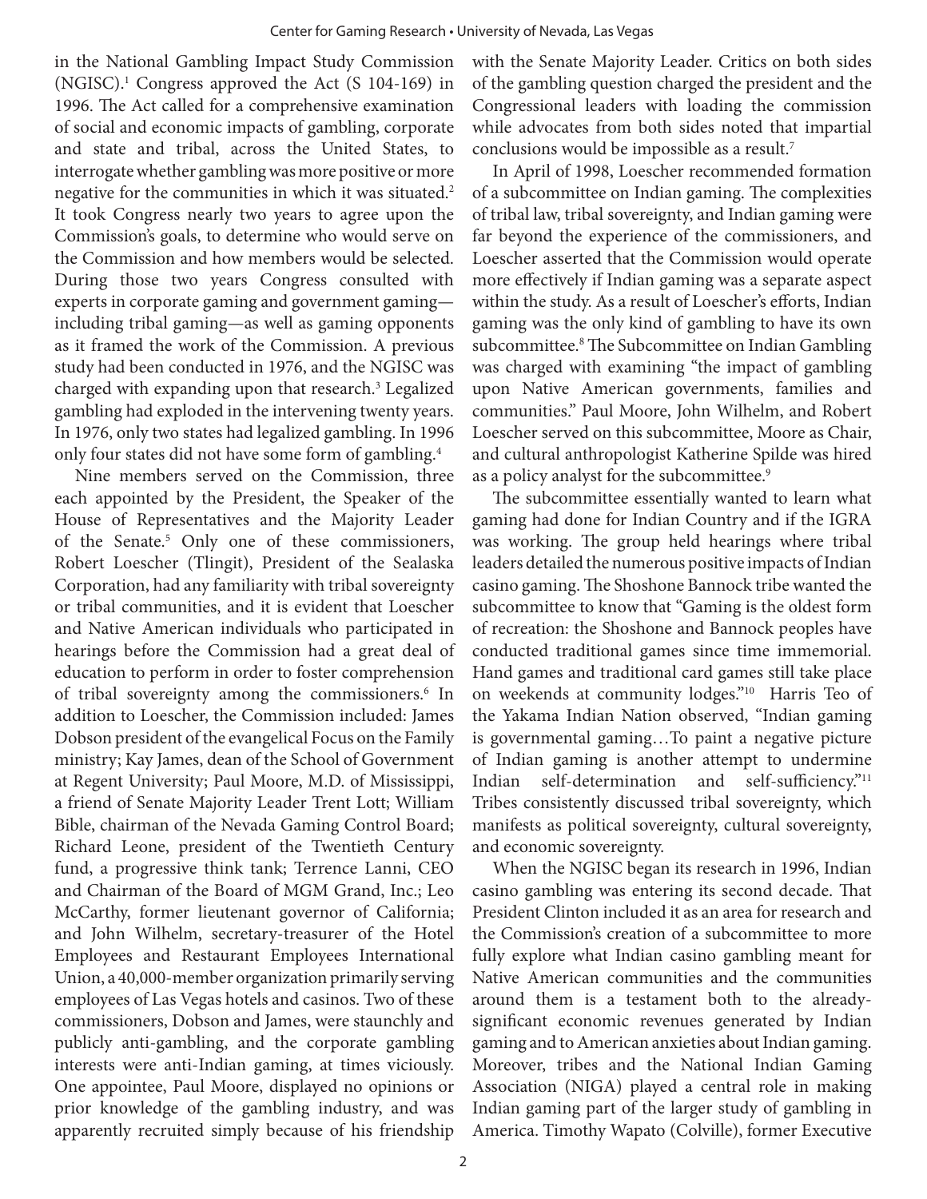in the National Gambling Impact Study Commission (NGISC).[1] Congress approved the Act (S 104-169) in 1996. The Act called for a comprehensive examination of social and economic impacts of gambling, corporate and state and tribal, across the United States, to interrogate whether gambling was more positive or more negative for the communities in which it was situated.[2] It took Congress nearly two years to agree upon the Commission's goals, to determine who would serve on the Commission and how members would be selected. During those two years Congress consulted with experts in corporate gaming and government gaming—including tribal gaming—as well as gaming opponents as it framed the work of the Commission. A previous study had been conducted in 1976, and the NGISC was charged with expanding upon that research.[3] Legalized gambling had exploded in the intervening twenty years. In 1976, only two states had legalized gambling. In 1996 only four states did not have some form of gambling.[4]

Nine members served on the Commission, three each appointed by the President, the Speaker of the House of Representatives and the Majority Leader of the Senate.[5] Only one of these commissioners, Robert Loescher (Tlingit), President of the Sealaska Corporation, had any familiarity with tribal sovereignty or tribal communities, and it is evident that Loescher and Native American individuals who participated in hearings before the Commission had a great deal of education to perform in order to foster comprehension of tribal sovereignty among the commissioners.[6] In addition to Loescher, the Commission included: James Dobson president of the evangelical Focus on the Family ministry; Kay James, dean of the School of Government at Regent University; Paul Moore, M.D. of Mississippi, a friend of Senate Majority Leader Trent Lott; William Bible, chairman of the Nevada Gaming Control Board; Richard Leone, president of the Twentieth Century fund, a progressive think tank; Terrence Lanni, CEO and Chairman of the Board of MGM Grand, Inc.; Leo McCarthy, former lieutenant governor of California; and John Wilhelm, secretary-treasurer of the Hotel Employees and Restaurant Employees International Union, a 40,000-member organization primarily serving employees of Las Vegas hotels and casinos. Two of these commissioners, Dobson and James, were staunchly and publicly anti-gambling, and the corporate gambling interests were anti-Indian gaming, at times viciously. One appointee, Paul Moore, displayed no opinions or prior knowledge of the gambling industry, and was apparently recruited simply because of his friendship with the Senate Majority Leader. Critics on both sides of the gambling question charged the president and the Congressional leaders with loading the commission while advocates from both sides noted that impartial conclusions would be impossible as a result.[7]

In April of 1998, Loescher recommended formation of a subcommittee on Indian gaming. The complexities of tribal law, tribal sovereignty, and Indian gaming were far beyond the experience of the commissioners, and Loescher asserted that the Commission would operate more effectively if Indian gaming was a separate aspect within the study. As a result of Loescher's efforts, Indian gaming was the only kind of gambling to have its own subcommittee.[8] The Subcommittee on Indian Gambling was charged with examining "the impact of gambling upon Native American governments, families and communities." Paul Moore, John Wilhelm, and Robert Loescher served on this subcommittee, Moore as Chair, and cultural anthropologist Katherine Spilde was hired as a policy analyst for the subcommittee.[9]

The subcommittee essentially wanted to learn what gaming had done for Indian Country and if the IGRA was working. The group held hearings where tribal leaders detailed the numerous positive impacts of Indian casino gaming. The Shoshone Bannock tribe wanted the subcommittee to know that "Gaming is the oldest form of recreation: the Shoshone and Bannock peoples have conducted traditional games since time immemorial. Hand games and traditional card games still take place on weekends at community lodges."[10] Harris Teo of the Yakama Indian Nation observed, "Indian gaming is governmental gaming…To paint a negative picture of Indian gaming is another attempt to undermine Indian self-determination and self-sufficiency."[11] Tribes consistently discussed tribal sovereignty, which manifests as political sovereignty, cultural sovereignty, and economic sovereignty.

When the NGISC began its research in 1996, Indian casino gambling was entering its second decade. That President Clinton included it as an area for research and the Commission's creation of a subcommittee to more fully explore what Indian casino gambling meant for Native American communities and the communities around them is a testament both to the already-significant economic revenues generated by Indian gaming and to American anxieties about Indian gaming. Moreover, tribes and the National Indian Gaming Association (NIGA) played a central role in making Indian gaming part of the larger study of gambling in America. Timothy Wapato (Colville), former Executive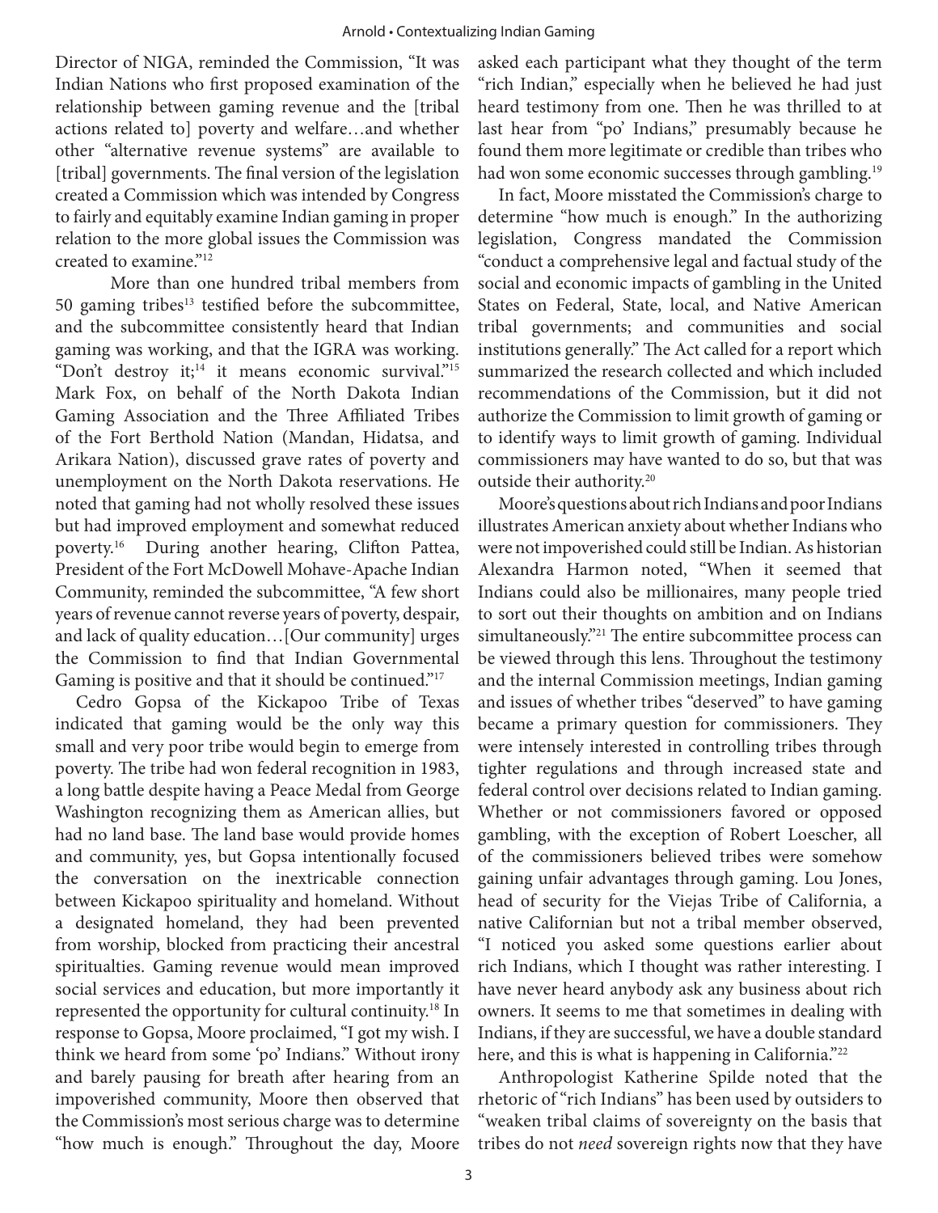Director of NIGA, reminded the Commission, "It was Indian Nations who first proposed examination of the relationship between gaming revenue and the [tribal actions related to] poverty and welfare…and whether other "alternative revenue systems" are available to [tribal] governments. The final version of the legislation created a Commission which was intended by Congress to fairly and equitably examine Indian gaming in proper relation to the more global issues the Commission was created to examine."[12]

More than one hundred tribal members from 50 gaming tribes[13] testified before the subcommittee, and the subcommittee consistently heard that Indian gaming was working, and that the IGRA was working. "Don't destroy it;[14] it means economic survival."[15] Mark Fox, on behalf of the North Dakota Indian Gaming Association and the Three Affiliated Tribes of the Fort Berthold Nation (Mandan, Hidatsa, and Arikara Nation), discussed grave rates of poverty and unemployment on the North Dakota reservations. He noted that gaming had not wholly resolved these issues but had improved employment and somewhat reduced poverty.[16] During another hearing, Clifton Pattea, President of the Fort McDowell Mohave-Apache Indian Community, reminded the subcommittee, "A few short years of revenue cannot reverse years of poverty, despair, and lack of quality education…[Our community] urges the Commission to find that Indian Governmental Gaming is positive and that it should be continued."[17]

Cedro Gopsa of the Kickapoo Tribe of Texas indicated that gaming would be the only way this small and very poor tribe would begin to emerge from poverty. The tribe had won federal recognition in 1983, a long battle despite having a Peace Medal from George Washington recognizing them as American allies, but had no land base. The land base would provide homes and community, yes, but Gopsa intentionally focused the conversation on the inextricable connection between Kickapoo spirituality and homeland. Without a designated homeland, they had been prevented from worship, blocked from practicing their ancestral spiritualties. Gaming revenue would mean improved social services and education, but more importantly it represented the opportunity for cultural continuity.[18] In response to Gopsa, Moore proclaimed, "I got my wish. I think we heard from some 'po' Indians." Without irony and barely pausing for breath after hearing from an impoverished community, Moore then observed that the Commission's most serious charge was to determine "how much is enough." Throughout the day, Moore asked each participant what they thought of the term "rich Indian," especially when he believed he had just heard testimony from one. Then he was thrilled to at last hear from "po' Indians," presumably because he found them more legitimate or credible than tribes who had won some economic successes through gambling.[19]

In fact, Moore misstated the Commission's charge to determine "how much is enough." In the authorizing legislation, Congress mandated the Commission "conduct a comprehensive legal and factual study of the social and economic impacts of gambling in the United States on Federal, State, local, and Native American tribal governments; and communities and social institutions generally." The Act called for a report which summarized the research collected and which included recommendations of the Commission, but it did not authorize the Commission to limit growth of gaming or to identify ways to limit growth of gaming. Individual commissioners may have wanted to do so, but that was outside their authority.[20]

Moore's questions about rich Indians and poor Indians illustrates American anxiety about whether Indians who were not impoverished could still be Indian. As historian Alexandra Harmon noted, "When it seemed that Indians could also be millionaires, many people tried to sort out their thoughts on ambition and on Indians simultaneously."[21] The entire subcommittee process can be viewed through this lens. Throughout the testimony and the internal Commission meetings, Indian gaming and issues of whether tribes "deserved" to have gaming became a primary question for commissioners. They were intensely interested in controlling tribes through tighter regulations and through increased state and federal control over decisions related to Indian gaming. Whether or not commissioners favored or opposed gambling, with the exception of Robert Loescher, all of the commissioners believed tribes were somehow gaining unfair advantages through gaming. Lou Jones, head of security for the Viejas Tribe of California, a native Californian but not a tribal member observed, "I noticed you asked some questions earlier about rich Indians, which I thought was rather interesting. I have never heard anybody ask any business about rich owners. It seems to me that sometimes in dealing with Indians, if they are successful, we have a double standard here, and this is what is happening in California."[22]

Anthropologist Katherine Spilde noted that the rhetoric of "rich Indians" has been used by outsiders to "weaken tribal claims of sovereignty on the basis that tribes do not *need* sovereign rights now that they have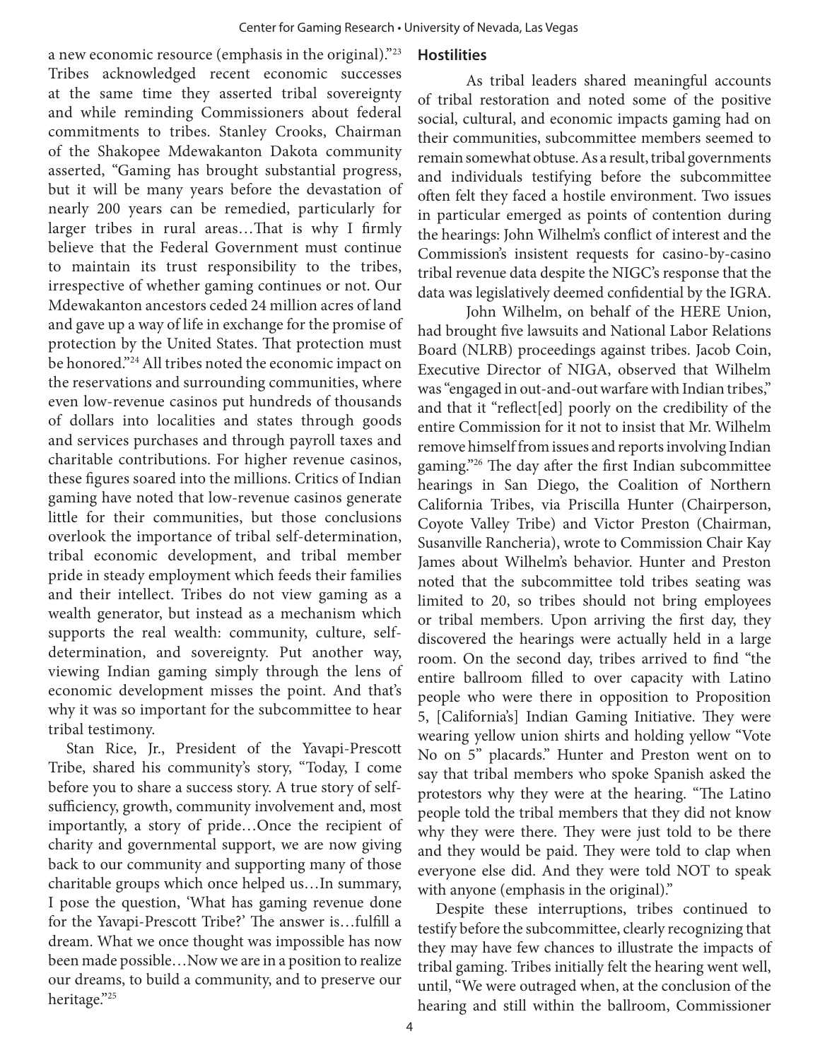a new economic resource (emphasis in the original)."[23] Tribes acknowledged recent economic successes at the same time they asserted tribal sovereignty and while reminding Commissioners about federal commitments to tribes. Stanley Crooks, Chairman of the Shakopee Mdewakanton Dakota community asserted, "Gaming has brought substantial progress, but it will be many years before the devastation of nearly 200 years can be remedied, particularly for larger tribes in rural areas…That is why I firmly believe that the Federal Government must continue to maintain its trust responsibility to the tribes, irrespective of whether gaming continues or not. Our Mdewakanton ancestors ceded 24 million acres of land and gave up a way of life in exchange for the promise of protection by the United States. That protection must be honored."[24] All tribes noted the economic impact on the reservations and surrounding communities, where even low-revenue casinos put hundreds of thousands of dollars into localities and states through goods and services purchases and through payroll taxes and charitable contributions. For higher revenue casinos, these figures soared into the millions. Critics of Indian gaming have noted that low-revenue casinos generate little for their communities, but those conclusions overlook the importance of tribal self-determination, tribal economic development, and tribal member pride in steady employment which feeds their families and their intellect. Tribes do not view gaming as a wealth generator, but instead as a mechanism which supports the real wealth: community, culture, self-determination, and sovereignty. Put another way, viewing Indian gaming simply through the lens of economic development misses the point. And that's why it was so important for the subcommittee to hear tribal testimony.

Stan Rice, Jr., President of the Yavapi-Prescott Tribe, shared his community's story, "Today, I come before you to share a success story. A true story of self-sufficiency, growth, community involvement and, most importantly, a story of pride…Once the recipient of charity and governmental support, we are now giving back to our community and supporting many of those charitable groups which once helped us…In summary, I pose the question, 'What has gaming revenue done for the Yavapi-Prescott Tribe?' The answer is…fulfill a dream. What we once thought was impossible has now been made possible…Now we are in a position to realize our dreams, to build a community, and to preserve our heritage."[25]

### Hostilities

As tribal leaders shared meaningful accounts of tribal restoration and noted some of the positive social, cultural, and economic impacts gaming had on their communities, subcommittee members seemed to remain somewhat obtuse. As a result, tribal governments and individuals testifying before the subcommittee often felt they faced a hostile environment. Two issues in particular emerged as points of contention during the hearings: John Wilhelm's conflict of interest and the Commission's insistent requests for casino-by-casino tribal revenue data despite the NIGC's response that the data was legislatively deemed confidential by the IGRA.

John Wilhelm, on behalf of the HERE Union, had brought five lawsuits and National Labor Relations Board (NLRB) proceedings against tribes. Jacob Coin, Executive Director of NIGA, observed that Wilhelm was "engaged in out-and-out warfare with Indian tribes," and that it "reflect[ed] poorly on the credibility of the entire Commission for it not to insist that Mr. Wilhelm remove himself from issues and reports involving Indian gaming."[26] The day after the first Indian subcommittee hearings in San Diego, the Coalition of Northern California Tribes, via Priscilla Hunter (Chairperson, Coyote Valley Tribe) and Victor Preston (Chairman, Susanville Rancheria), wrote to Commission Chair Kay James about Wilhelm's behavior. Hunter and Preston noted that the subcommittee told tribes seating was limited to 20, so tribes should not bring employees or tribal members. Upon arriving the first day, they discovered the hearings were actually held in a large room. On the second day, tribes arrived to find "the entire ballroom filled to over capacity with Latino people who were there in opposition to Proposition 5, [California's] Indian Gaming Initiative. They were wearing yellow union shirts and holding yellow "Vote No on 5" placards." Hunter and Preston went on to say that tribal members who spoke Spanish asked the protestors why they were at the hearing. "The Latino people told the tribal members that they did not know why they were there. They were just told to be there and they would be paid. They were told to clap when everyone else did. And they were told NOT to speak with anyone (emphasis in the original)."

Despite these interruptions, tribes continued to testify before the subcommittee, clearly recognizing that they may have few chances to illustrate the impacts of tribal gaming. Tribes initially felt the hearing went well, until, "We were outraged when, at the conclusion of the hearing and still within the ballroom, Commissioner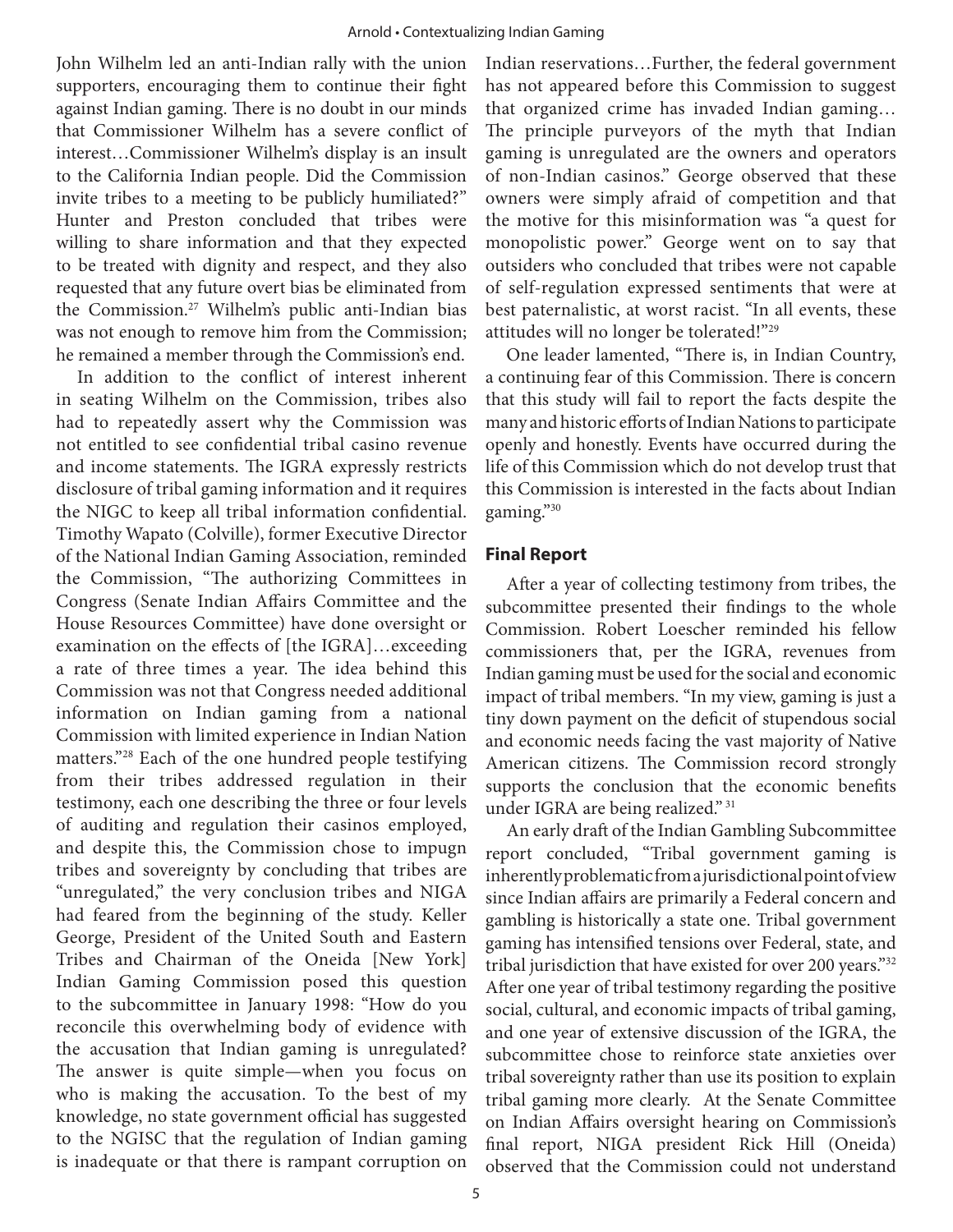John Wilhelm led an anti-Indian rally with the union supporters, encouraging them to continue their fight against Indian gaming. There is no doubt in our minds that Commissioner Wilhelm has a severe conflict of interest…Commissioner Wilhelm's display is an insult to the California Indian people. Did the Commission invite tribes to a meeting to be publicly humiliated?" Hunter and Preston concluded that tribes were willing to share information and that they expected to be treated with dignity and respect, and they also requested that any future overt bias be eliminated from the Commission.[27] Wilhelm's public anti-Indian bias was not enough to remove him from the Commission; he remained a member through the Commission's end.

In addition to the conflict of interest inherent in seating Wilhelm on the Commission, tribes also had to repeatedly assert why the Commission was not entitled to see confidential tribal casino revenue and income statements. The IGRA expressly restricts disclosure of tribal gaming information and it requires the NIGC to keep all tribal information confidential. Timothy Wapato (Colville), former Executive Director of the National Indian Gaming Association, reminded the Commission, "The authorizing Committees in Congress (Senate Indian Affairs Committee and the House Resources Committee) have done oversight or examination on the effects of [the IGRA]…exceeding a rate of three times a year. The idea behind this Commission was not that Congress needed additional information on Indian gaming from a national Commission with limited experience in Indian Nation matters."[28] Each of the one hundred people testifying from their tribes addressed regulation in their testimony, each one describing the three or four levels of auditing and regulation their casinos employed, and despite this, the Commission chose to impugn tribes and sovereignty by concluding that tribes are "unregulated," the very conclusion tribes and NIGA had feared from the beginning of the study. Keller George, President of the United South and Eastern Tribes and Chairman of the Oneida [New York] Indian Gaming Commission posed this question to the subcommittee in January 1998: "How do you reconcile this overwhelming body of evidence with the accusation that Indian gaming is unregulated? The answer is quite simple—when you focus on who is making the accusation. To the best of my knowledge, no state government official has suggested to the NGISC that the regulation of Indian gaming is inadequate or that there is rampant corruption on Indian reservations…Further, the federal government has not appeared before this Commission to suggest that organized crime has invaded Indian gaming… The principle purveyors of the myth that Indian gaming is unregulated are the owners and operators of non-Indian casinos." George observed that these owners were simply afraid of competition and that the motive for this misinformation was "a quest for monopolistic power." George went on to say that outsiders who concluded that tribes were not capable of self-regulation expressed sentiments that were at best paternalistic, at worst racist. "In all events, these attitudes will no longer be tolerated!"[29]

One leader lamented, "There is, in Indian Country, a continuing fear of this Commission. There is concern that this study will fail to report the facts despite the many and historic efforts of Indian Nations to participate openly and honestly. Events have occurred during the life of this Commission which do not develop trust that this Commission is interested in the facts about Indian gaming."[30]

### Final Report

After a year of collecting testimony from tribes, the subcommittee presented their findings to the whole Commission. Robert Loescher reminded his fellow commissioners that, per the IGRA, revenues from Indian gaming must be used for the social and economic impact of tribal members. "In my view, gaming is just a tiny down payment on the deficit of stupendous social and economic needs facing the vast majority of Native American citizens. The Commission record strongly supports the conclusion that the economic benefits under IGRA are being realized." [31]

An early draft of the Indian Gambling Subcommittee report concluded, "Tribal government gaming is inherently problematic from a jurisdictional point of view since Indian affairs are primarily a Federal concern and gambling is historically a state one. Tribal government gaming has intensified tensions over Federal, state, and tribal jurisdiction that have existed for over 200 years."[32] After one year of tribal testimony regarding the positive social, cultural, and economic impacts of tribal gaming, and one year of extensive discussion of the IGRA, the subcommittee chose to reinforce state anxieties over tribal sovereignty rather than use its position to explain tribal gaming more clearly. At the Senate Committee on Indian Affairs oversight hearing on Commission's final report, NIGA president Rick Hill (Oneida) observed that the Commission could not understand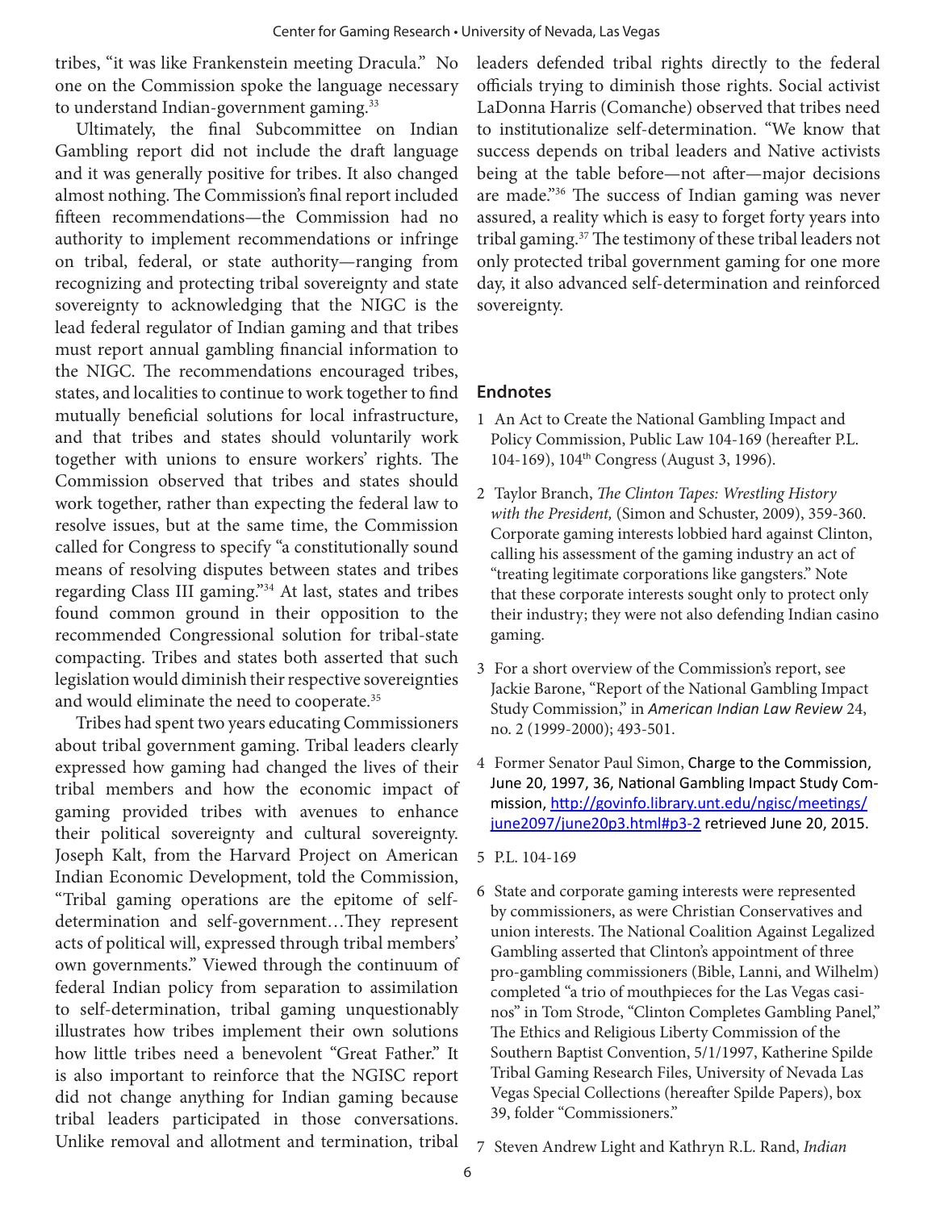tribes, "it was like Frankenstein meeting Dracula." No one on the Commission spoke the language necessary to understand Indian-government gaming.[33]

Ultimately, the final Subcommittee on Indian Gambling report did not include the draft language and it was generally positive for tribes. It also changed almost nothing. The Commission's final report included fifteen recommendations—the Commission had no authority to implement recommendations or infringe on tribal, federal, or state authority—ranging from recognizing and protecting tribal sovereignty and state sovereignty to acknowledging that the NIGC is the lead federal regulator of Indian gaming and that tribes must report annual gambling financial information to the NIGC. The recommendations encouraged tribes, states, and localities to continue to work together to find mutually beneficial solutions for local infrastructure, and that tribes and states should voluntarily work together with unions to ensure workers' rights. The Commission observed that tribes and states should work together, rather than expecting the federal law to resolve issues, but at the same time, the Commission called for Congress to specify "a constitutionally sound means of resolving disputes between states and tribes regarding Class III gaming."[34] At last, states and tribes found common ground in their opposition to the recommended Congressional solution for tribal-state compacting. Tribes and states both asserted that such legislation would diminish their respective sovereignties and would eliminate the need to cooperate.[35]

Tribes had spent two years educating Commissioners about tribal government gaming. Tribal leaders clearly expressed how gaming had changed the lives of their tribal members and how the economic impact of gaming provided tribes with avenues to enhance their political sovereignty and cultural sovereignty. Joseph Kalt, from the Harvard Project on American Indian Economic Development, told the Commission, "Tribal gaming operations are the epitome of self-determination and self-government…They represent acts of political will, expressed through tribal members' own governments." Viewed through the continuum of federal Indian policy from separation to assimilation to self-determination, tribal gaming unquestionably illustrates how tribes implement their own solutions how little tribes need a benevolent "Great Father." It is also important to reinforce that the NGISC report did not change anything for Indian gaming because tribal leaders participated in those conversations. Unlike removal and allotment and termination, tribal leaders defended tribal rights directly to the federal officials trying to diminish those rights. Social activist LaDonna Harris (Comanche) observed that tribes need to institutionalize self-determination. "We know that success depends on tribal leaders and Native activists being at the table before—not after—major decisions are made."[36] The success of Indian gaming was never assured, a reality which is easy to forget forty years into tribal gaming.[37] The testimony of these tribal leaders not only protected tribal government gaming for one more day, it also advanced self-determination and reinforced sovereignty.

## Endnotes

1 An Act to Create the National Gambling Impact and Policy Commission, Public Law 104-169 (hereafter P.L. 104-169), 104th Congress (August 3, 1996).

2 Taylor Branch, *The Clinton Tapes: Wrestling History with the President,* (Simon and Schuster, 2009), 359-360. Corporate gaming interests lobbied hard against Clinton, calling his assessment of the gaming industry an act of "treating legitimate corporations like gangsters." Note that these corporate interests sought only to protect only their industry; they were not also defending Indian casino gaming.

3 For a short overview of the Commission's report, see Jackie Barone, "Report of the National Gambling Impact Study Commission," in *American Indian Law Review* 24, no. 2 (1999-2000); 493-501.

4 Former Senator Paul Simon, Charge to the Commission, June 20, 1997, 36, National Gambling Impact Study Commission, http://govinfo.library.unt.edu/ngisc/meetings/june2097/june20p3.html#p3-2 retrieved June 20, 2015.

5 P.L. 104-169

6 State and corporate gaming interests were represented by commissioners, as were Christian Conservatives and union interests. The National Coalition Against Legalized Gambling asserted that Clinton's appointment of three pro-gambling commissioners (Bible, Lanni, and Wilhelm) completed "a trio of mouthpieces for the Las Vegas casinos" in Tom Strode, "Clinton Completes Gambling Panel," The Ethics and Religious Liberty Commission of the Southern Baptist Convention, 5/1/1997, Katherine Spilde Tribal Gaming Research Files, University of Nevada Las Vegas Special Collections (hereafter Spilde Papers), box 39, folder "Commissioners."

7 Steven Andrew Light and Kathryn R.L. Rand, *Indian*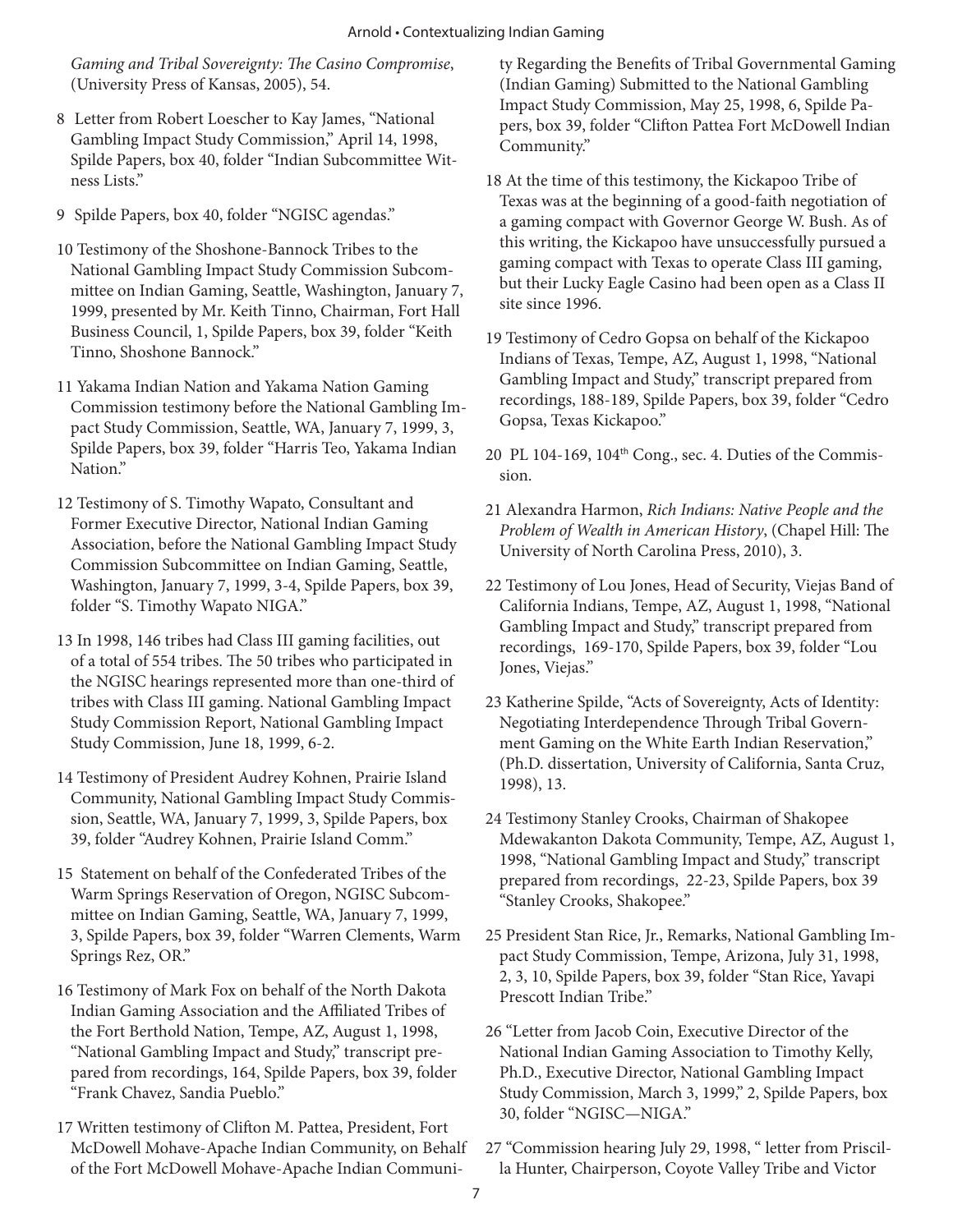*Gaming and Tribal Sovereignty: The Casino Compromise*, (University Press of Kansas, 2005), 54.

8 Letter from Robert Loescher to Kay James, "National Gambling Impact Study Commission," April 14, 1998, Spilde Papers, box 40, folder "Indian Subcommittee Witness Lists."

9 Spilde Papers, box 40, folder "NGISC agendas."

10 Testimony of the Shoshone-Bannock Tribes to the National Gambling Impact Study Commission Subcommittee on Indian Gaming, Seattle, Washington, January 7, 1999, presented by Mr. Keith Tinno, Chairman, Fort Hall Business Council, 1, Spilde Papers, box 39, folder "Keith Tinno, Shoshone Bannock."

11 Yakama Indian Nation and Yakama Nation Gaming Commission testimony before the National Gambling Impact Study Commission, Seattle, WA, January 7, 1999, 3, Spilde Papers, box 39, folder "Harris Teo, Yakama Indian Nation."

12 Testimony of S. Timothy Wapato, Consultant and Former Executive Director, National Indian Gaming Association, before the National Gambling Impact Study Commission Subcommittee on Indian Gaming, Seattle, Washington, January 7, 1999, 3-4, Spilde Papers, box 39, folder "S. Timothy Wapato NIGA."

13 In 1998, 146 tribes had Class III gaming facilities, out of a total of 554 tribes. The 50 tribes who participated in the NGISC hearings represented more than one-third of tribes with Class III gaming. National Gambling Impact Study Commission Report, National Gambling Impact Study Commission, June 18, 1999, 6-2.

14 Testimony of President Audrey Kohnen, Prairie Island Community, National Gambling Impact Study Commission, Seattle, WA, January 7, 1999, 3, Spilde Papers, box 39, folder "Audrey Kohnen, Prairie Island Comm."

15 Statement on behalf of the Confederated Tribes of the Warm Springs Reservation of Oregon, NGISC Subcommittee on Indian Gaming, Seattle, WA, January 7, 1999, 3, Spilde Papers, box 39, folder "Warren Clements, Warm Springs Rez, OR."

16 Testimony of Mark Fox on behalf of the North Dakota Indian Gaming Association and the Affiliated Tribes of the Fort Berthold Nation, Tempe, AZ, August 1, 1998, "National Gambling Impact and Study," transcript prepared from recordings, 164, Spilde Papers, box 39, folder "Frank Chavez, Sandia Pueblo."

17 Written testimony of Clifton M. Pattea, President, Fort McDowell Mohave-Apache Indian Community, on Behalf of the Fort McDowell Mohave-Apache Indian Community Regarding the Benefits of Tribal Governmental Gaming (Indian Gaming) Submitted to the National Gambling Impact Study Commission, May 25, 1998, 6, Spilde Papers, box 39, folder "Clifton Pattea Fort McDowell Indian Community."

18 At the time of this testimony, the Kickapoo Tribe of Texas was at the beginning of a good-faith negotiation of a gaming compact with Governor George W. Bush. As of this writing, the Kickapoo have unsuccessfully pursued a gaming compact with Texas to operate Class III gaming, but their Lucky Eagle Casino had been open as a Class II site since 1996.

19 Testimony of Cedro Gopsa on behalf of the Kickapoo Indians of Texas, Tempe, AZ, August 1, 1998, "National Gambling Impact and Study," transcript prepared from recordings, 188-189, Spilde Papers, box 39, folder "Cedro Gopsa, Texas Kickapoo."

20 PL 104-169, 104th Cong., sec. 4. Duties of the Commission.

21 Alexandra Harmon, *Rich Indians: Native People and the Problem of Wealth in American History*, (Chapel Hill: The University of North Carolina Press, 2010), 3.

22 Testimony of Lou Jones, Head of Security, Viejas Band of California Indians, Tempe, AZ, August 1, 1998, "National Gambling Impact and Study," transcript prepared from recordings, 169-170, Spilde Papers, box 39, folder "Lou Jones, Viejas."

23 Katherine Spilde, "Acts of Sovereignty, Acts of Identity: Negotiating Interdependence Through Tribal Government Gaming on the White Earth Indian Reservation," (Ph.D. dissertation, University of California, Santa Cruz, 1998), 13.

24 Testimony Stanley Crooks, Chairman of Shakopee Mdewakanton Dakota Community, Tempe, AZ, August 1, 1998, "National Gambling Impact and Study," transcript prepared from recordings, 22-23, Spilde Papers, box 39 "Stanley Crooks, Shakopee."

25 President Stan Rice, Jr., Remarks, National Gambling Impact Study Commission, Tempe, Arizona, July 31, 1998, 2, 3, 10, Spilde Papers, box 39, folder "Stan Rice, Yavapi Prescott Indian Tribe."

26 "Letter from Jacob Coin, Executive Director of the National Indian Gaming Association to Timothy Kelly, Ph.D., Executive Director, National Gambling Impact Study Commission, March 3, 1999," 2, Spilde Papers, box 30, folder "NGISC—NIGA."

27 "Commission hearing July 29, 1998, " letter from Priscilla Hunter, Chairperson, Coyote Valley Tribe and Victor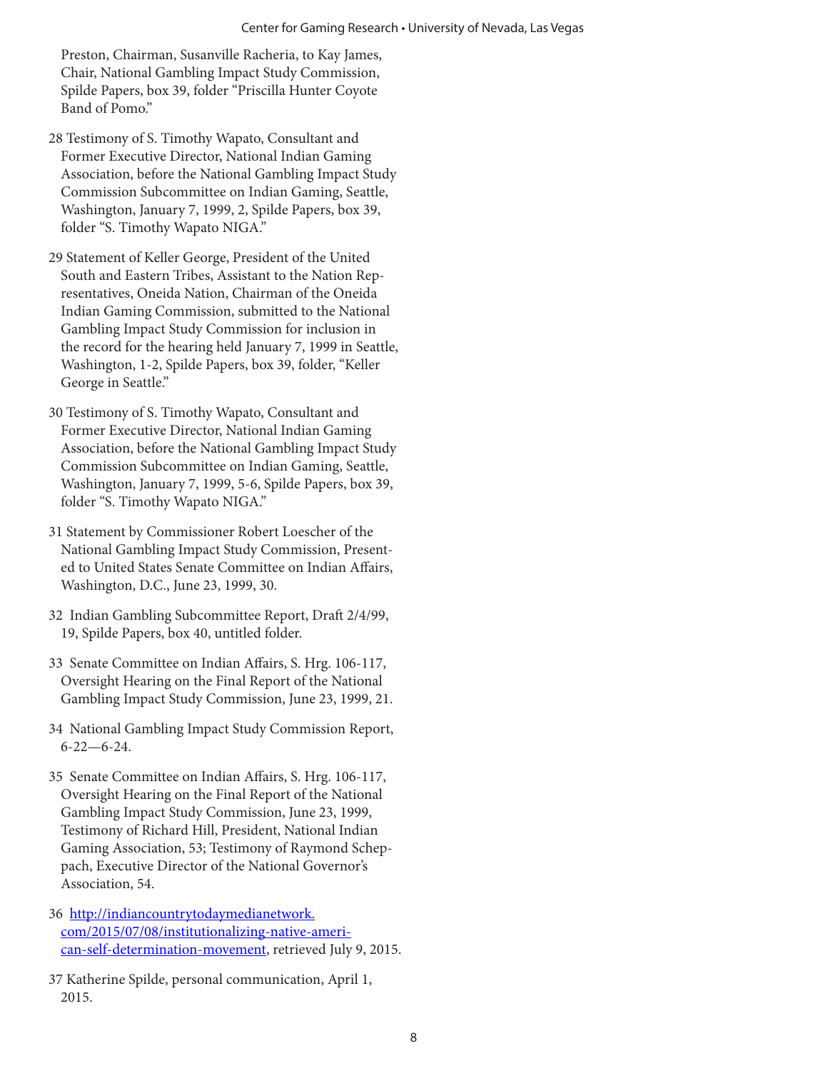Preston, Chairman, Susanville Racheria, to Kay James, Chair, National Gambling Impact Study Commission, Spilde Papers, box 39, folder "Priscilla Hunter Coyote Band of Pomo."

28 Testimony of S. Timothy Wapato, Consultant and Former Executive Director, National Indian Gaming Association, before the National Gambling Impact Study Commission Subcommittee on Indian Gaming, Seattle, Washington, January 7, 1999, 2, Spilde Papers, box 39, folder "S. Timothy Wapato NIGA."

29 Statement of Keller George, President of the United South and Eastern Tribes, Assistant to the Nation Representatives, Oneida Nation, Chairman of the Oneida Indian Gaming Commission, submitted to the National Gambling Impact Study Commission for inclusion in the record for the hearing held January 7, 1999 in Seattle, Washington, 1-2, Spilde Papers, box 39, folder, "Keller George in Seattle."

30 Testimony of S. Timothy Wapato, Consultant and Former Executive Director, National Indian Gaming Association, before the National Gambling Impact Study Commission Subcommittee on Indian Gaming, Seattle, Washington, January 7, 1999, 5-6, Spilde Papers, box 39, folder "S. Timothy Wapato NIGA."

31 Statement by Commissioner Robert Loescher of the National Gambling Impact Study Commission, Presented to United States Senate Committee on Indian Affairs, Washington, D.C., June 23, 1999, 30.

32 Indian Gambling Subcommittee Report, Draft 2/4/99, 19, Spilde Papers, box 40, untitled folder.

33 Senate Committee on Indian Affairs, S. Hrg. 106-117, Oversight Hearing on the Final Report of the National Gambling Impact Study Commission, June 23, 1999, 21.

34 National Gambling Impact Study Commission Report, 6-22—6-24.

35 Senate Committee on Indian Affairs, S. Hrg. 106-117, Oversight Hearing on the Final Report of the National Gambling Impact Study Commission, June 23, 1999, Testimony of Richard Hill, President, National Indian Gaming Association, 53; Testimony of Raymond Scheppach, Executive Director of the National Governor's Association, 54.

36 http://indiancountrytodaymedianetwork.com/2015/07/08/institutionalizing-native-american-self-determination-movement, retrieved July 9, 2015.

37 Katherine Spilde, personal communication, April 1, 2015.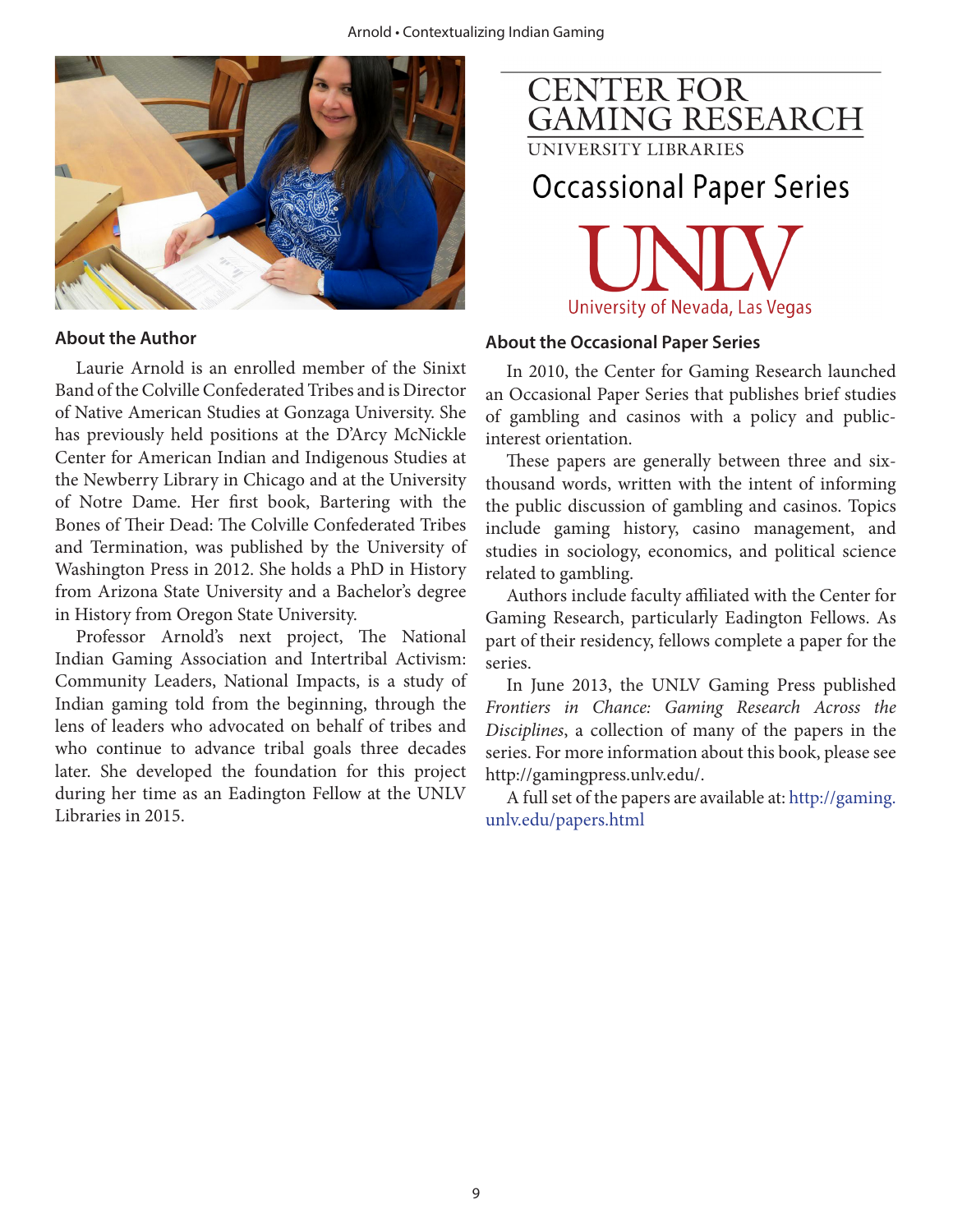## About the Author

Laurie Arnold is an enrolled member of the Sinixt Band of the Colville Confederated Tribes and is Director of Native American Studies at Gonzaga University. She has previously held positions at the D'Arcy McNickle Center for American Indian and Indigenous Studies at the Newberry Library in Chicago and at the University of Notre Dame. Her first book, Bartering with the Bones of Their Dead: The Colville Confederated Tribes and Termination, was published by the University of Washington Press in 2012. She holds a PhD in History from Arizona State University and a Bachelor's degree in History from Oregon State University.

Professor Arnold's next project, The National Indian Gaming Association and Intertribal Activism: Community Leaders, National Impacts, is a study of Indian gaming told from the beginning, through the lens of leaders who advocated on behalf of tribes and who continue to advance tribal goals three decades later. She developed the foundation for this project during her time as an Eadington Fellow at the UNLV Libraries in 2015.

CENTER FOR GAMING RESEARCH
UNIVERSITY LIBRARIES

Occassional Paper Series

UNLV
University of Nevada, Las Vegas

## About the Occasional Paper Series

In 2010, the Center for Gaming Research launched an Occasional Paper Series that publishes brief studies of gambling and casinos with a policy and public-interest orientation.

These papers are generally between three and six-thousand words, written with the intent of informing the public discussion of gambling and casinos. Topics include gaming history, casino management, and studies in sociology, economics, and political science related to gambling.

Authors include faculty affiliated with the Center for Gaming Research, particularly Eadington Fellows. As part of their residency, fellows complete a paper for the series.

In June 2013, the UNLV Gaming Press published *Frontiers in Chance: Gaming Research Across the Disciplines*, a collection of many of the papers in the series. For more information about this book, please see http://gamingpress.unlv.edu/.

A full set of the papers are available at: http://gaming.unlv.edu/papers.html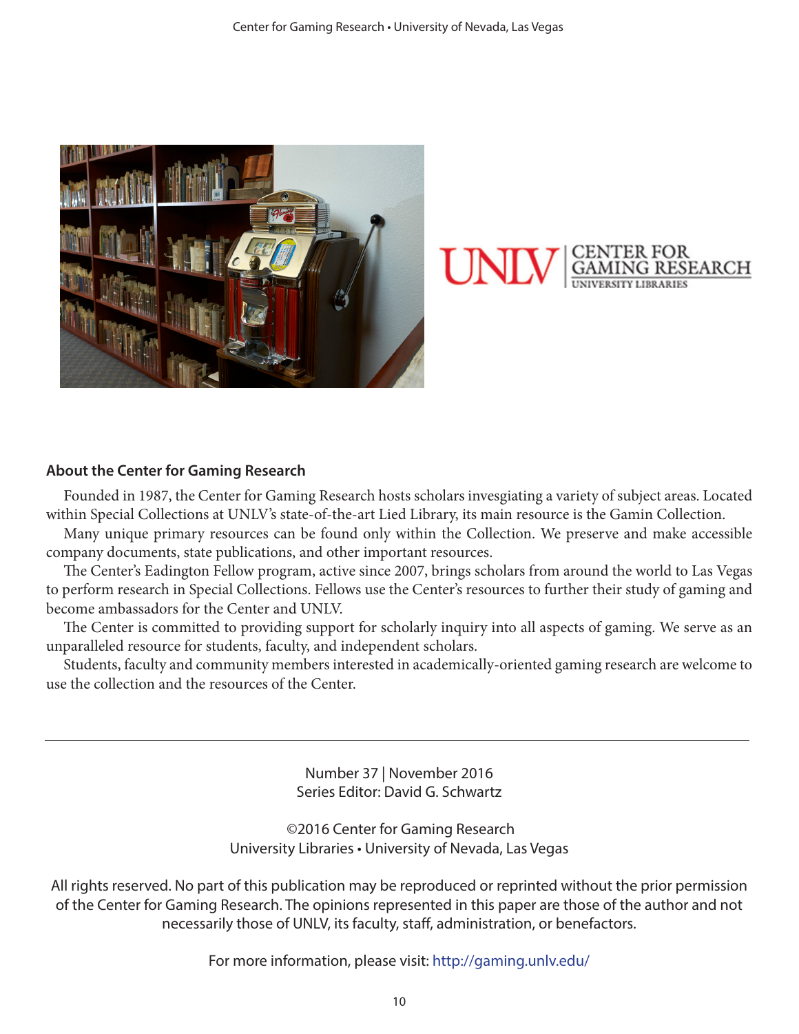## About the Center for Gaming Research

Founded in 1987, the Center for Gaming Research hosts scholars invesgiating a variety of subject areas. Located within Special Collections at UNLV's state-of-the-art Lied Library, its main resource is the Gamin Collection.

Many unique primary resources can be found only within the Collection. We preserve and make accessible company documents, state publications, and other important resources.

The Center's Eadington Fellow program, active since 2007, brings scholars from around the world to Las Vegas to perform research in Special Collections. Fellows use the Center's resources to further their study of gaming and become ambassadors for the Center and UNLV.

The Center is committed to providing support for scholarly inquiry into all aspects of gaming. We serve as an unparalleled resource for students, faculty, and independent scholars.

Students, faculty and community members interested in academically-oriented gaming research are welcome to use the collection and the resources of the Center.

---

Number 37 | November 2016
Series Editor: David G. Schwartz

©2016 Center for Gaming Research
University Libraries • University of Nevada, Las Vegas

All rights reserved. No part of this publication may be reproduced or reprinted without the prior permission of the Center for Gaming Research. The opinions represented in this paper are those of the author and not necessarily those of UNLV, its faculty, staff, administration, or benefactors.

For more information, please visit: http://gaming.unlv.edu/